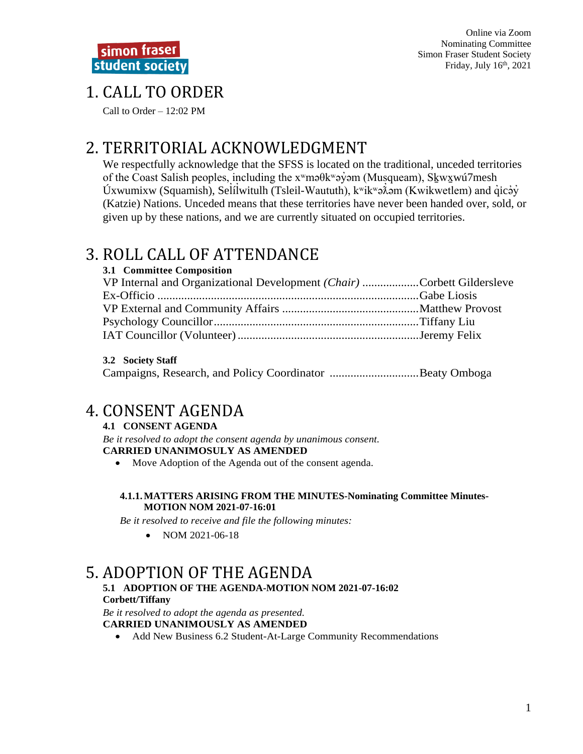Online via Zoom
Nominating Committee
Simon Fraser Student Society
Friday, July 16th, 2021

# 1. CALL TO ORDER

Call to Order – 12:02 PM

# 2. TERRITORIAL ACKNOWLEDGMENT

We respectfully acknowledge that the SFSS is located on the traditional, unceded territories of the Coast Salish peoples, including the xʷməθkʷəy̓əm (Musqueam), Sḵwx̱wú7mesh Úxwumixw (Squamish), Selílwitulh (Tsleil-Waututh), kʷikʷəƛ̓əm (Kwikwetlem) and q̓icə̓y̓ (Katzie) Nations. Unceded means that these territories have never been handed over, sold, or given up by these nations, and we are currently situated on occupied territories.

# 3. ROLL CALL OF ATTENDANCE

### 3.1 Committee Composition

VP Internal and Organizational Development *(Chair)* .................. Corbett Gildersleve
Ex-Officio .................................................................................... Gabe Liosis
VP External and Community Affairs ............................................ Matthew Provost
Psychology Councillor .................................................................. Tiffany Liu
IAT Councillor (Volunteer) ........................................................... Jeremy Felix

### 3.2 Society Staff

Campaigns, Research, and Policy Coordinator ............................. Beaty Omboga

# 4. CONSENT AGENDA

### 4.1 CONSENT AGENDA

*Be it resolved to adopt the consent agenda by unanimous consent.*
**CARRIED UNANIMOSULY AS AMENDED**

- Move Adoption of the Agenda out of the consent agenda.

#### 4.1.1. MATTERS ARISING FROM THE MINUTES-Nominating Committee Minutes-MOTION NOM 2021-07-16:01

*Be it resolved to receive and file the following minutes:*

- NOM 2021-06-18

# 5. ADOPTION OF THE AGENDA

### 5.1 ADOPTION OF THE AGENDA-MOTION NOM 2021-07-16:02

**Corbett/Tiffany**

*Be it resolved to adopt the agenda as presented.*
**CARRIED UNANIMOUSLY AS AMENDED**

- Add New Business 6.2 Student-At-Large Community Recommendations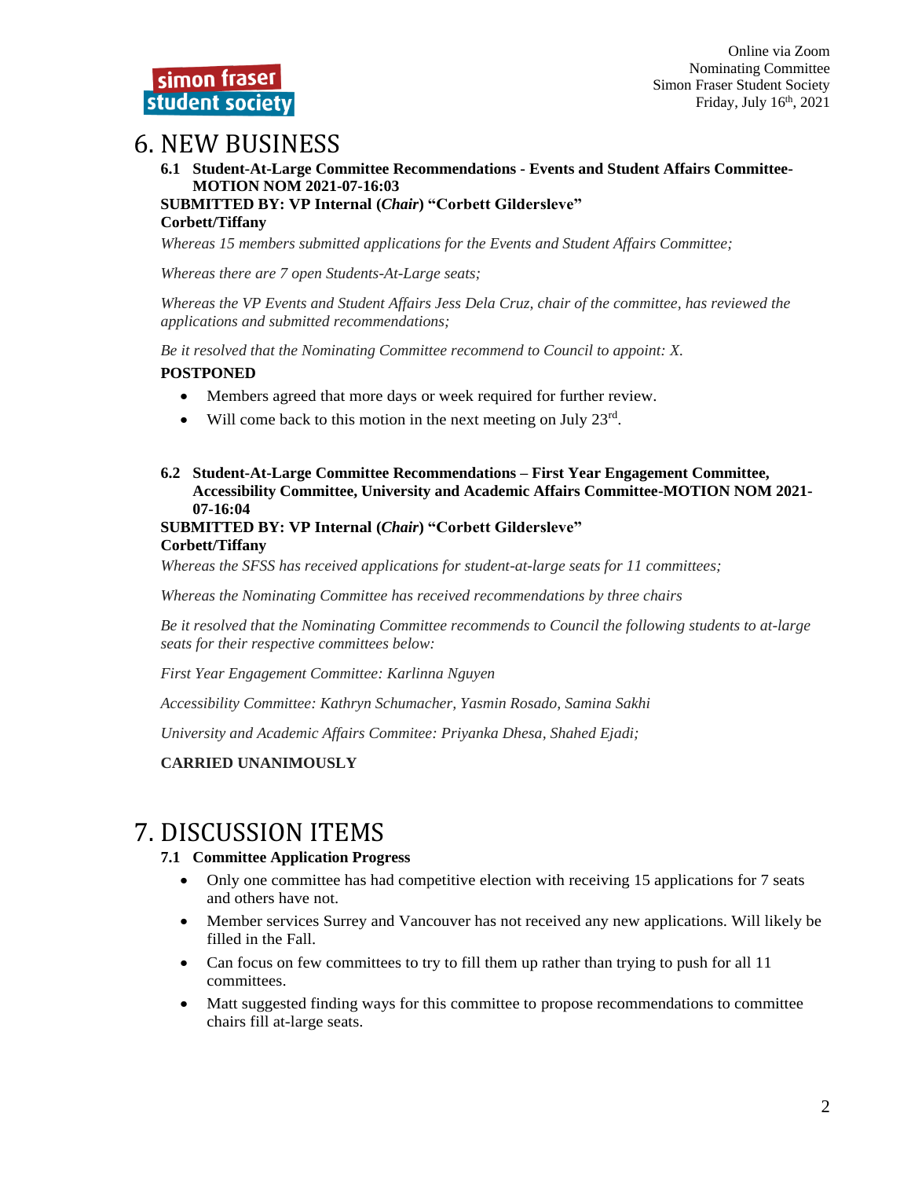# 6. NEW BUSINESS

**6.1 Student-At-Large Committee Recommendations - Events and Student Affairs Committee-MOTION NOM 2021-07-16:03**

**SUBMITTED BY: VP Internal (*Chair*) "Corbett Gildersleve"**
**Corbett/Tiffany**

*Whereas 15 members submitted applications for the Events and Student Affairs Committee;*

*Whereas there are 7 open Students-At-Large seats;*

*Whereas the VP Events and Student Affairs Jess Dela Cruz, chair of the committee, has reviewed the applications and submitted recommendations;*

*Be it resolved that the Nominating Committee recommend to Council to appoint: X.*

**POSTPONED**

- Members agreed that more days or week required for further review.
- Will come back to this motion in the next meeting on July 23rd.

**6.2 Student-At-Large Committee Recommendations – First Year Engagement Committee, Accessibility Committee, University and Academic Affairs Committee-MOTION NOM 2021-07-16:04**

**SUBMITTED BY: VP Internal (*Chair*) "Corbett Gildersleve"**
**Corbett/Tiffany**

*Whereas the SFSS has received applications for student-at-large seats for 11 committees;*

*Whereas the Nominating Committee has received recommendations by three chairs*

*Be it resolved that the Nominating Committee recommends to Council the following students to at-large seats for their respective committees below:*

*First Year Engagement Committee: Karlinna Nguyen*

*Accessibility Committee: Kathryn Schumacher, Yasmin Rosado, Samina Sakhi*

*University and Academic Affairs Commitee: Priyanka Dhesa, Shahed Ejadi;*

**CARRIED UNANIMOUSLY**

# 7. DISCUSSION ITEMS

**7.1 Committee Application Progress**

- Only one committee has had competitive election with receiving 15 applications for 7 seats and others have not.
- Member services Surrey and Vancouver has not received any new applications. Will likely be filled in the Fall.
- Can focus on few committees to try to fill them up rather than trying to push for all 11 committees.
- Matt suggested finding ways for this committee to propose recommendations to committee chairs fill at-large seats.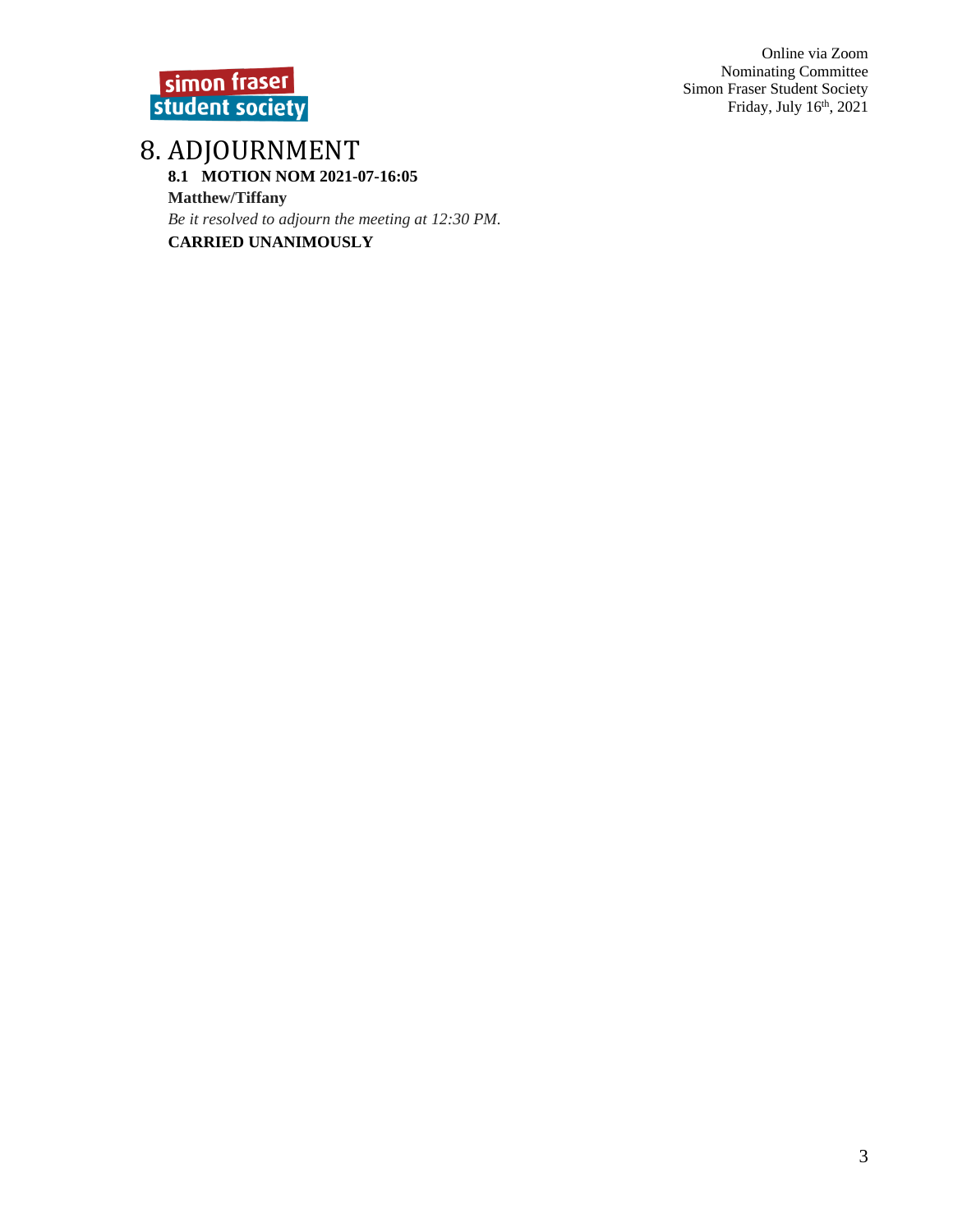# 8. ADJOURNMENT

**8.1 MOTION NOM 2021-07-16:05**

**Matthew/Tiffany**

*Be it resolved to adjourn the meeting at 12:30 PM.*

**CARRIED UNANIMOUSLY**